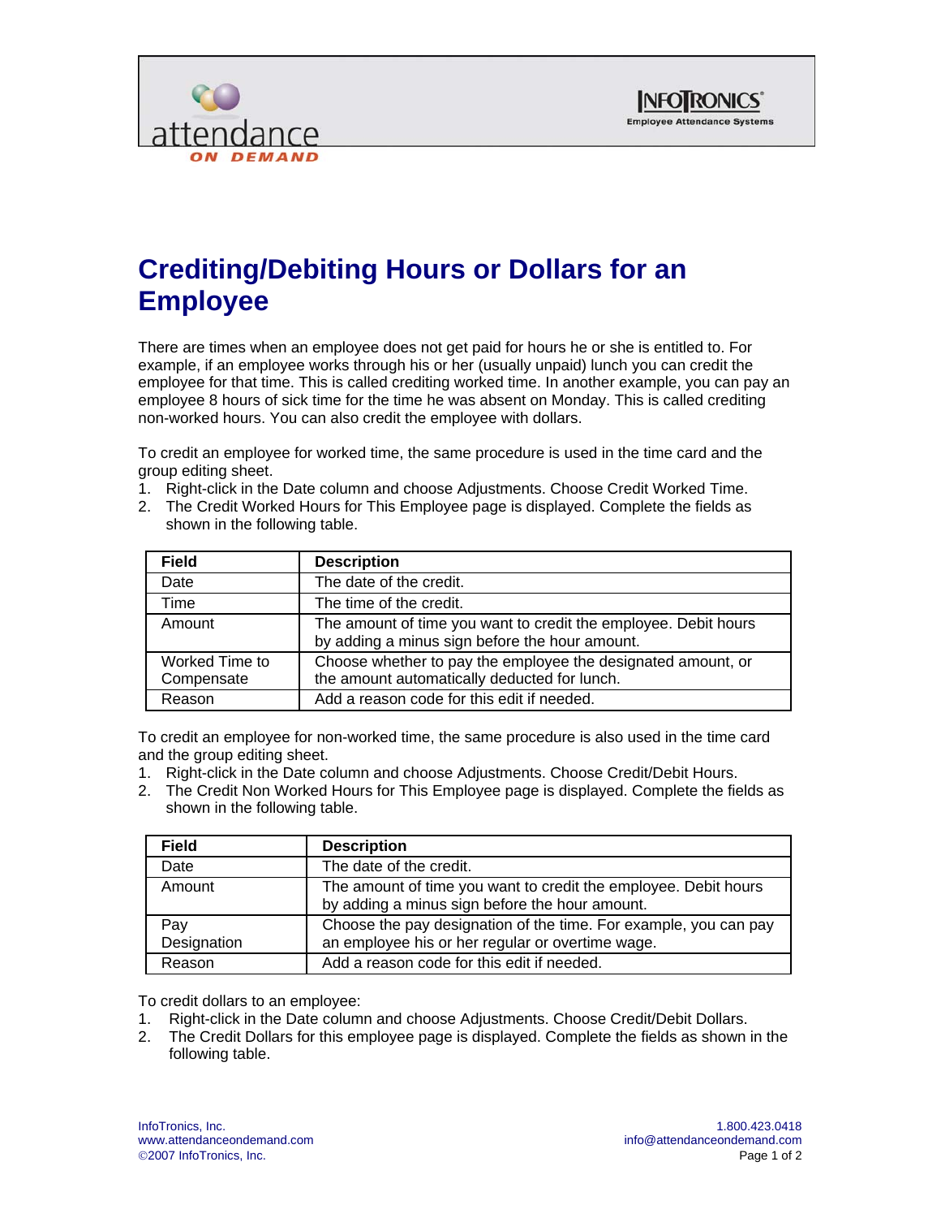# Crediting/Debiting Hours or Dollars for an Employee

There are times when an employee does not get paid for hours he or she is entitled to. For example, if an employee works through his or her (usually unpaid) lunch you can credit the employee for that time. This is called crediting worked time. In another example, you can pay an employee 8 hours of sick time for the time he was absent on Monday. This is called crediting non-worked hours. You can also credit the employee with dollars.

To credit an employee for worked time, the same procedure is used in the time card and the group editing sheet.

1. Right-click in the Date column and choose Adjustments. Choose Credit Worked Time.
2. The Credit Worked Hours for This Employee page is displayed. Complete the fields as shown in the following table.

| Field | Description |
|---|---|
| Date | The date of the credit. |
| Time | The time of the credit. |
| Amount | The amount of time you want to credit the employee. Debit hours by adding a minus sign before the hour amount. |
| Worked Time to Compensate | Choose whether to pay the employee the designated amount, or the amount automatically deducted for lunch. |
| Reason | Add a reason code for this edit if needed. |

To credit an employee for non-worked time, the same procedure is also used in the time card and the group editing sheet.

1. Right-click in the Date column and choose Adjustments. Choose Credit/Debit Hours.
2. The Credit Non Worked Hours for This Employee page is displayed. Complete the fields as shown in the following table.

| Field | Description |
|---|---|
| Date | The date of the credit. |
| Amount | The amount of time you want to credit the employee. Debit hours by adding a minus sign before the hour amount. |
| Pay Designation | Choose the pay designation of the time. For example, you can pay an employee his or her regular or overtime wage. |
| Reason | Add a reason code for this edit if needed. |

To credit dollars to an employee:

1. Right-click in the Date column and choose Adjustments. Choose Credit/Debit Dollars.
2. The Credit Dollars for this employee page is displayed. Complete the fields as shown in the following table.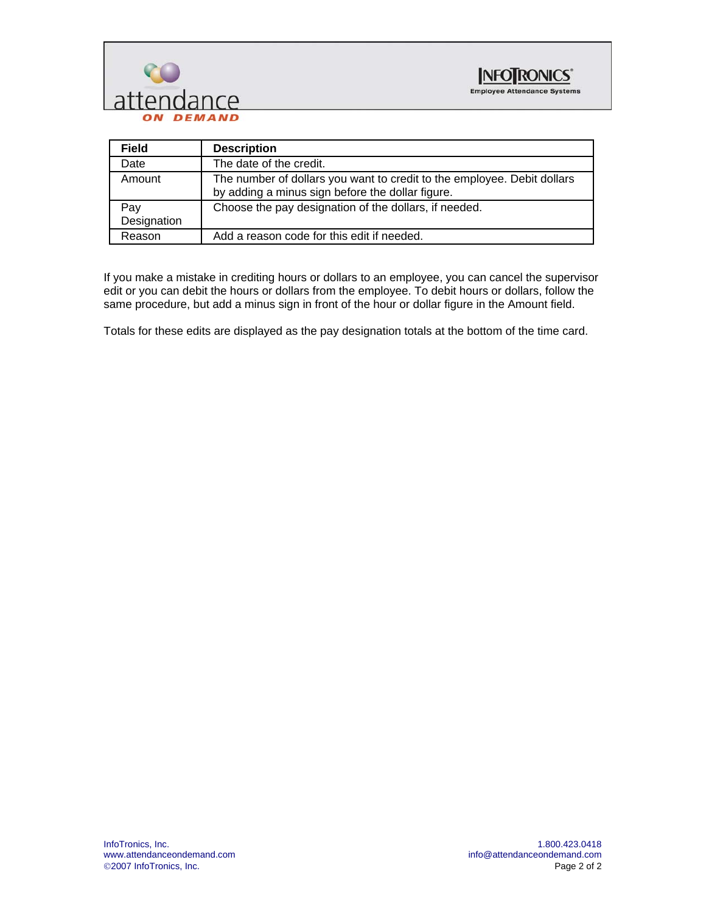| Field | Description |
| --- | --- |
| Date | The date of the credit. |
| Amount | The number of dollars you want to credit to the employee. Debit dollars by adding a minus sign before the dollar figure. |
| Pay Designation | Choose the pay designation of the dollars, if needed. |
| Reason | Add a reason code for this edit if needed. |

If you make a mistake in crediting hours or dollars to an employee, you can cancel the supervisor edit or you can debit the hours or dollars from the employee. To debit hours or dollars, follow the same procedure, but add a minus sign in front of the hour or dollar figure in the Amount field.

Totals for these edits are displayed as the pay designation totals at the bottom of the time card.